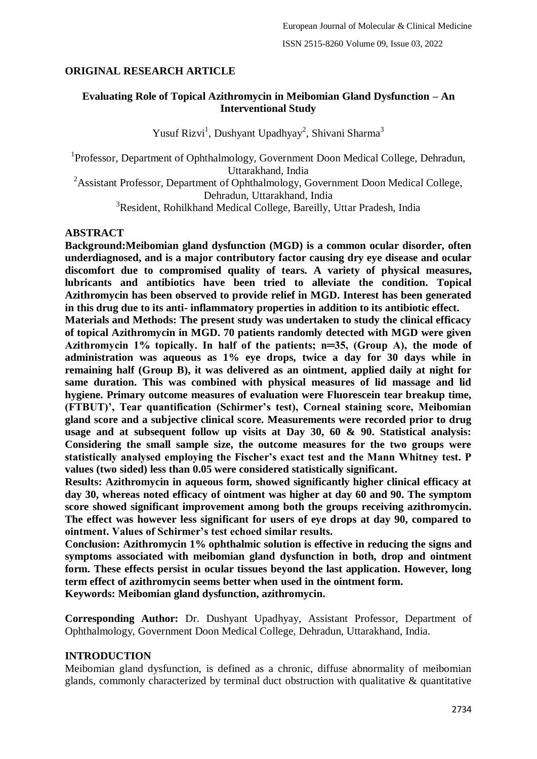**ORIGINAL RESEARCH ARTICLE**

# Evaluating Role of Topical Azithromycin in Meibomian Gland Dysfunction – An Interventional Study

Yusuf Rizvi[1], Dushyant Upadhyay[2], Shivani Sharma[3]

[1]Professor, Department of Ophthalmology, Government Doon Medical College, Dehradun, Uttarakhand, India

[2]Assistant Professor, Department of Ophthalmology, Government Doon Medical College, Dehradun, Uttarakhand, India

[3]Resident, Rohilkhand Medical College, Bareilly, Uttar Pradesh, India

## ABSTRACT

**Background:Meibomian gland dysfunction (MGD) is a common ocular disorder, often underdiagnosed, and is a major contributory factor causing dry eye disease and ocular discomfort due to compromised quality of tears. A variety of physical measures, lubricants and antibiotics have been tried to alleviate the condition. Topical Azithromycin has been observed to provide relief in MGD. Interest has been generated in this drug due to its anti- inflammatory properties in addition to its antibiotic effect.**

**Materials and Methods: The present study was undertaken to study the clinical efficacy of topical Azithromycin in MGD. 70 patients randomly detected with MGD were given Azithromycin 1% topically. In half of the patients; n═35, (Group A), the mode of administration was aqueous as 1% eye drops, twice a day for 30 days while in remaining half (Group B), it was delivered as an ointment, applied daily at night for same duration. This was combined with physical measures of lid massage and lid hygiene. Primary outcome measures of evaluation were Fluorescein tear breakup time, (FTBUT)', Tear quantification (Schirmer's test), Corneal staining score, Meibomian gland score and a subjective clinical score. Measurements were recorded prior to drug usage and at subsequent follow up visits at Day 30, 60 & 90. Statistical analysis: Considering the small sample size, the outcome measures for the two groups were statistically analysed employing the Fischer's exact test and the Mann Whitney test. P values (two sided) less than 0.05 were considered statistically significant.**

**Results: Azithromycin in aqueous form, showed significantly higher clinical efficacy at day 30, whereas noted efficacy of ointment was higher at day 60 and 90. The symptom score showed significant improvement among both the groups receiving azithromycin. The effect was however less significant for users of eye drops at day 90, compared to ointment. Values of Schirmer's test echoed similar results.**

**Conclusion: Azithromycin 1% ophthalmic solution is effective in reducing the signs and symptoms associated with meibomian gland dysfunction in both, drop and ointment form. These effects persist in ocular tissues beyond the last application. However, long term effect of azithromycin seems better when used in the ointment form.**

**Keywords: Meibomian gland dysfunction, azithromycin.**

**Corresponding Author:** Dr. Dushyant Upadhyay, Assistant Professor, Department of Ophthalmology, Government Doon Medical College, Dehradun, Uttarakhand, India.

## INTRODUCTION

Meibomian gland dysfunction, is defined as a chronic, diffuse abnormality of meibomian glands, commonly characterized by terminal duct obstruction with qualitative & quantitative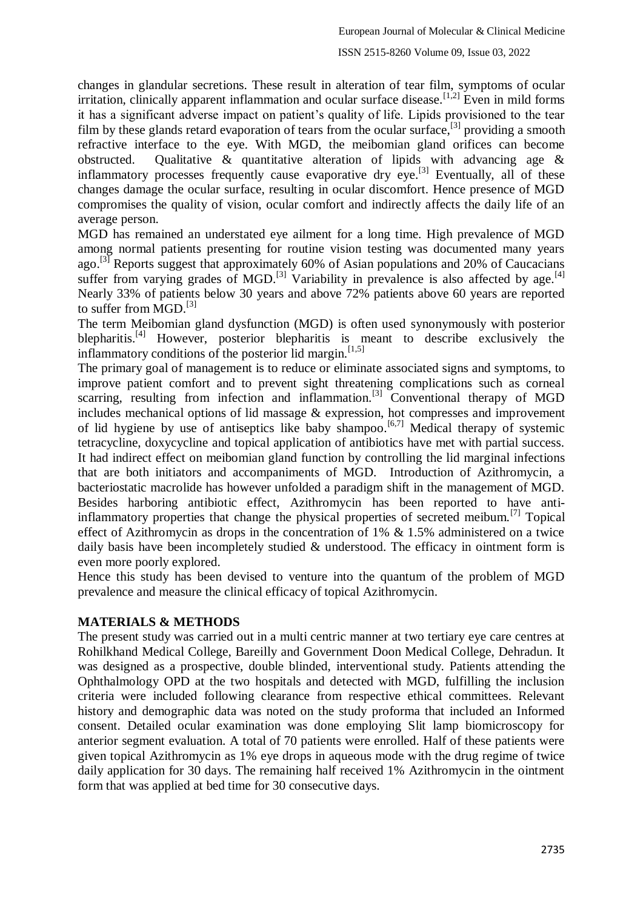changes in glandular secretions. These result in alteration of tear film, symptoms of ocular irritation, clinically apparent inflammation and ocular surface disease.[1,2] Even in mild forms it has a significant adverse impact on patient's quality of life. Lipids provisioned to the tear film by these glands retard evaporation of tears from the ocular surface,[3] providing a smooth refractive interface to the eye. With MGD, the meibomian gland orifices can become obstructed. Qualitative & quantitative alteration of lipids with advancing age & inflammatory processes frequently cause evaporative dry eye.[3] Eventually, all of these changes damage the ocular surface, resulting in ocular discomfort. Hence presence of MGD compromises the quality of vision, ocular comfort and indirectly affects the daily life of an average person.

MGD has remained an understated eye ailment for a long time. High prevalence of MGD among normal patients presenting for routine vision testing was documented many years ago.[3] Reports suggest that approximately 60% of Asian populations and 20% of Caucacians suffer from varying grades of MGD.[3] Variability in prevalence is also affected by age.[4] Nearly 33% of patients below 30 years and above 72% patients above 60 years are reported to suffer from MGD.[3]

The term Meibomian gland dysfunction (MGD) is often used synonymously with posterior blepharitis.[4] However, posterior blepharitis is meant to describe exclusively the inflammatory conditions of the posterior lid margin.[1,5]

The primary goal of management is to reduce or eliminate associated signs and symptoms, to improve patient comfort and to prevent sight threatening complications such as corneal scarring, resulting from infection and inflammation.[3] Conventional therapy of MGD includes mechanical options of lid massage & expression, hot compresses and improvement of lid hygiene by use of antiseptics like baby shampoo.[6,7] Medical therapy of systemic tetracycline, doxycycline and topical application of antibiotics have met with partial success. It had indirect effect on meibomian gland function by controlling the lid marginal infections that are both initiators and accompaniments of MGD. Introduction of Azithromycin, a bacteriostatic macrolide has however unfolded a paradigm shift in the management of MGD. Besides harboring antibiotic effect, Azithromycin has been reported to have anti-inflammatory properties that change the physical properties of secreted meibum.[7] Topical effect of Azithromycin as drops in the concentration of 1% & 1.5% administered on a twice daily basis have been incompletely studied & understood. The efficacy in ointment form is even more poorly explored.

Hence this study has been devised to venture into the quantum of the problem of MGD prevalence and measure the clinical efficacy of topical Azithromycin.

## MATERIALS & METHODS

The present study was carried out in a multi centric manner at two tertiary eye care centres at Rohilkhand Medical College, Bareilly and Government Doon Medical College, Dehradun. It was designed as a prospective, double blinded, interventional study. Patients attending the Ophthalmology OPD at the two hospitals and detected with MGD, fulfilling the inclusion criteria were included following clearance from respective ethical committees. Relevant history and demographic data was noted on the study proforma that included an Informed consent. Detailed ocular examination was done employing Slit lamp biomicroscopy for anterior segment evaluation. A total of 70 patients were enrolled. Half of these patients were given topical Azithromycin as 1% eye drops in aqueous mode with the drug regime of twice daily application for 30 days. The remaining half received 1% Azithromycin in the ointment form that was applied at bed time for 30 consecutive days.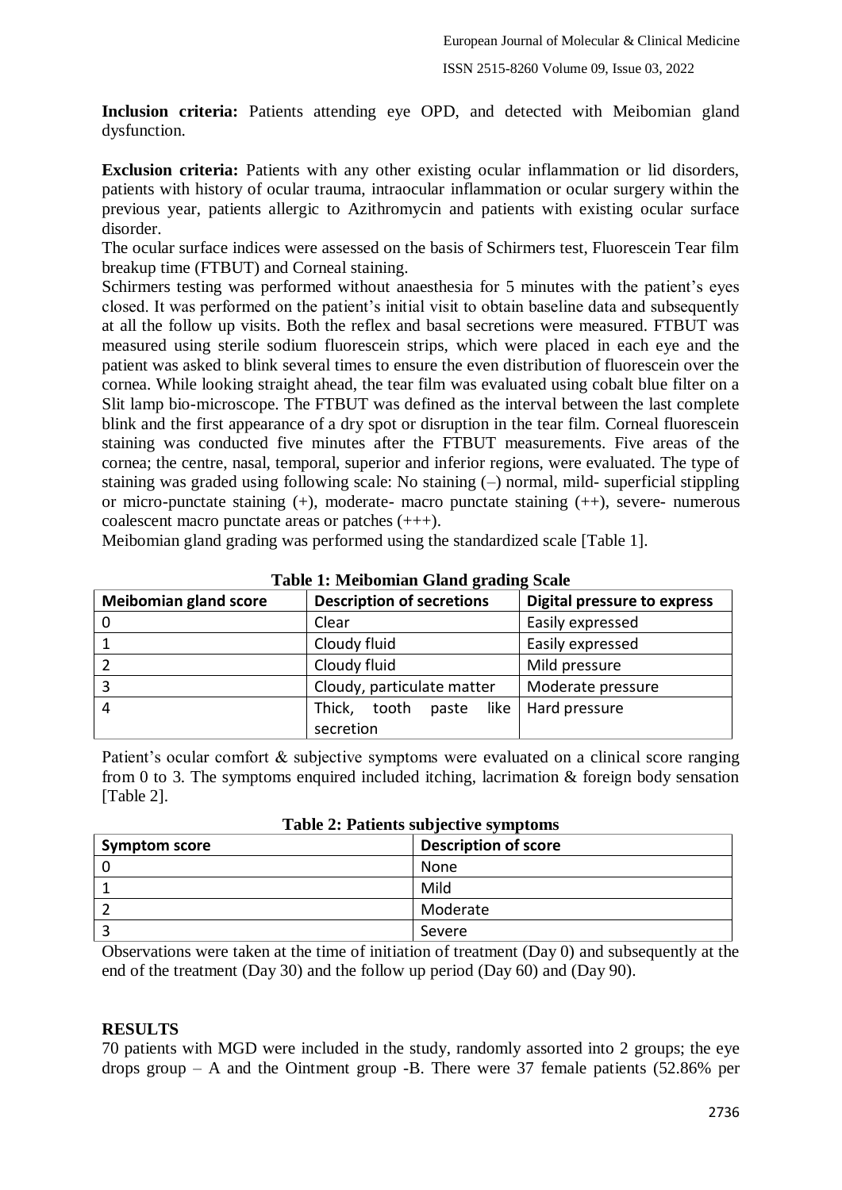**Inclusion criteria:** Patients attending eye OPD, and detected with Meibomian gland dysfunction.

**Exclusion criteria:** Patients with any other existing ocular inflammation or lid disorders, patients with history of ocular trauma, intraocular inflammation or ocular surgery within the previous year, patients allergic to Azithromycin and patients with existing ocular surface disorder.

The ocular surface indices were assessed on the basis of Schirmers test, Fluorescein Tear film breakup time (FTBUT) and Corneal staining.

Schirmers testing was performed without anaesthesia for 5 minutes with the patient's eyes closed. It was performed on the patient's initial visit to obtain baseline data and subsequently at all the follow up visits. Both the reflex and basal secretions were measured. FTBUT was measured using sterile sodium fluorescein strips, which were placed in each eye and the patient was asked to blink several times to ensure the even distribution of fluorescein over the cornea. While looking straight ahead, the tear film was evaluated using cobalt blue filter on a Slit lamp bio-microscope. The FTBUT was defined as the interval between the last complete blink and the first appearance of a dry spot or disruption in the tear film. Corneal fluorescein staining was conducted five minutes after the FTBUT measurements. Five areas of the cornea; the centre, nasal, temporal, superior and inferior regions, were evaluated. The type of staining was graded using following scale: No staining (–) normal, mild- superficial stippling or micro-punctate staining (+), moderate- macro punctate staining (++), severe- numerous coalescent macro punctate areas or patches (+++).

Meibomian gland grading was performed using the standardized scale [Table 1].

**Table 1: Meibomian Gland grading Scale**

| Meibomian gland score | Description of secretions | Digital pressure to express |
|---|---|---|
| 0 | Clear | Easily expressed |
| 1 | Cloudy fluid | Easily expressed |
| 2 | Cloudy fluid | Mild pressure |
| 3 | Cloudy, particulate matter | Moderate pressure |
| 4 | Thick, tooth paste like secretion | Hard pressure |

Patient's ocular comfort & subjective symptoms were evaluated on a clinical score ranging from 0 to 3. The symptoms enquired included itching, lacrimation & foreign body sensation [Table 2].

**Table 2: Patients subjective symptoms**

| Symptom score | Description of score |
|---|---|
| 0 | None |
| 1 | Mild |
| 2 | Moderate |
| 3 | Severe |

Observations were taken at the time of initiation of treatment (Day 0) and subsequently at the end of the treatment (Day 30) and the follow up period (Day 60) and (Day 90).

## RESULTS

70 patients with MGD were included in the study, randomly assorted into 2 groups; the eye drops group – A and the Ointment group -B. There were 37 female patients (52.86% per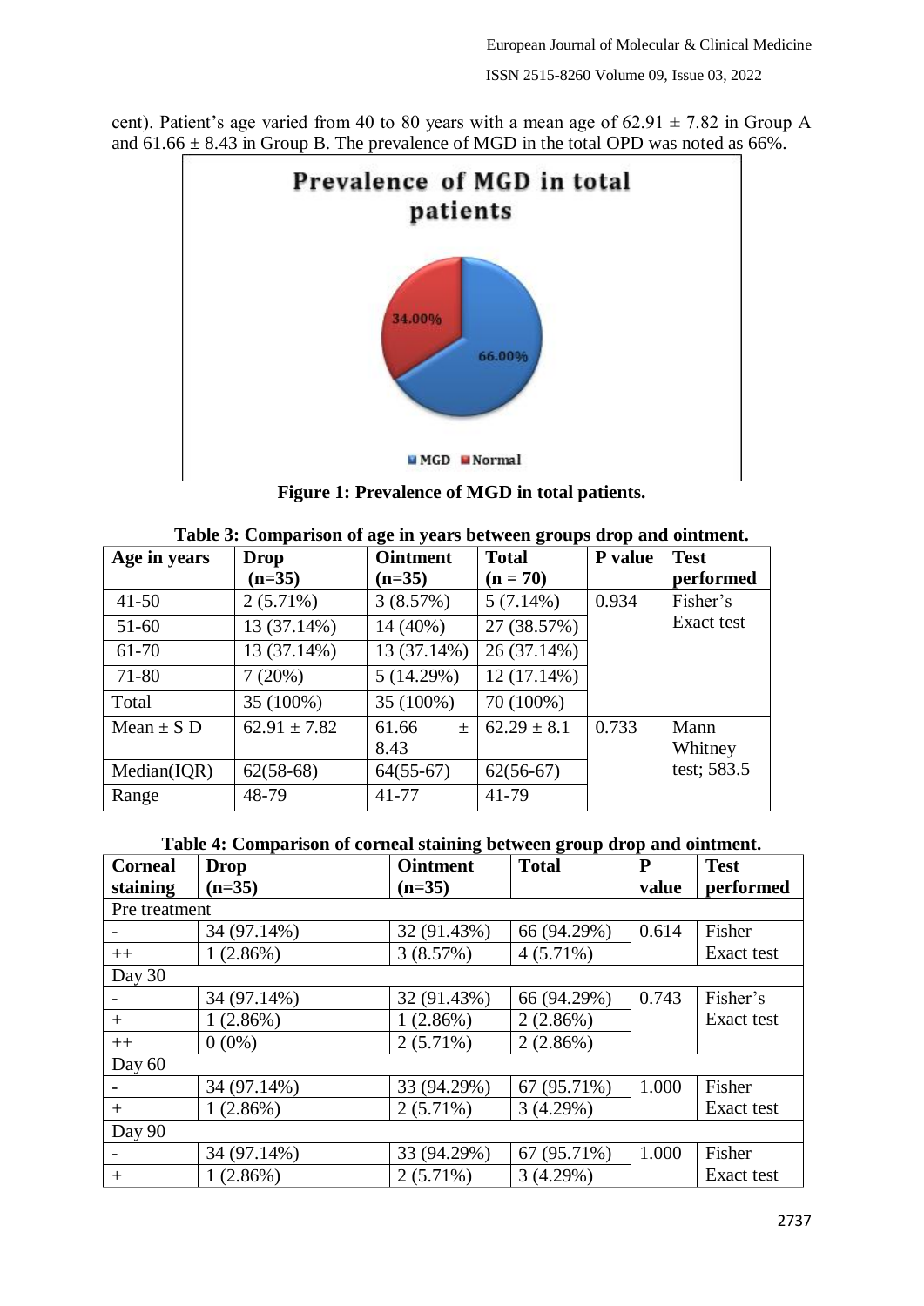cent). Patient's age varied from 40 to 80 years with a mean age of 62.91 ± 7.82 in Group A and 61.66 ± 8.43 in Group B. The prevalence of MGD in the total OPD was noted as 66%.

**Figure 1: Prevalence of MGD in total patients.**

**Table 3: Comparison of age in years between groups drop and ointment.**

| Age in years | Drop (n=35) | Ointment (n=35) | Total (n = 70) | P value | Test performed |
|---|---|---|---|---|---|
| 41-50 | 2 (5.71%) | 3 (8.57%) | 5 (7.14%) | 0.934 | Fisher's Exact test |
| 51-60 | 13 (37.14%) | 14 (40%) | 27 (38.57%) | | |
| 61-70 | 13 (37.14%) | 13 (37.14%) | 26 (37.14%) | | |
| 71-80 | 7 (20%) | 5 (14.29%) | 12 (17.14%) | | |
| Total | 35 (100%) | 35 (100%) | 70 (100%) | | |
| Mean ± S D | 62.91 ± 7.82 | 61.66 ± 8.43 | 62.29 ± 8.1 | 0.733 | Mann Whitney test; 583.5 |
| Median(IQR) | 62(58-68) | 64(55-67) | 62(56-67) | | |
| Range | 48-79 | 41-77 | 41-79 | | |

**Table 4: Comparison of corneal staining between group drop and ointment.**

| Corneal staining | Drop (n=35) | Ointment (n=35) | Total | P value | Test performed |
|---|---|---|---|---|---|
| Pre treatment | | | | | |
| - | 34 (97.14%) | 32 (91.43%) | 66 (94.29%) | 0.614 | Fisher Exact test |
| ++ | 1 (2.86%) | 3 (8.57%) | 4 (5.71%) | | |
| Day 30 | | | | | |
| - | 34 (97.14%) | 32 (91.43%) | 66 (94.29%) | 0.743 | Fisher's Exact test |
| + | 1 (2.86%) | 1 (2.86%) | 2 (2.86%) | | |
| ++ | 0 (0%) | 2 (5.71%) | 2 (2.86%) | | |
| Day 60 | | | | | |
| - | 34 (97.14%) | 33 (94.29%) | 67 (95.71%) | 1.000 | Fisher Exact test |
| + | 1 (2.86%) | 2 (5.71%) | 3 (4.29%) | | |
| Day 90 | | | | | |
| - | 34 (97.14%) | 33 (94.29%) | 67 (95.71%) | 1.000 | Fisher Exact test |
| + | 1 (2.86%) | 2 (5.71%) | 3 (4.29%) | | |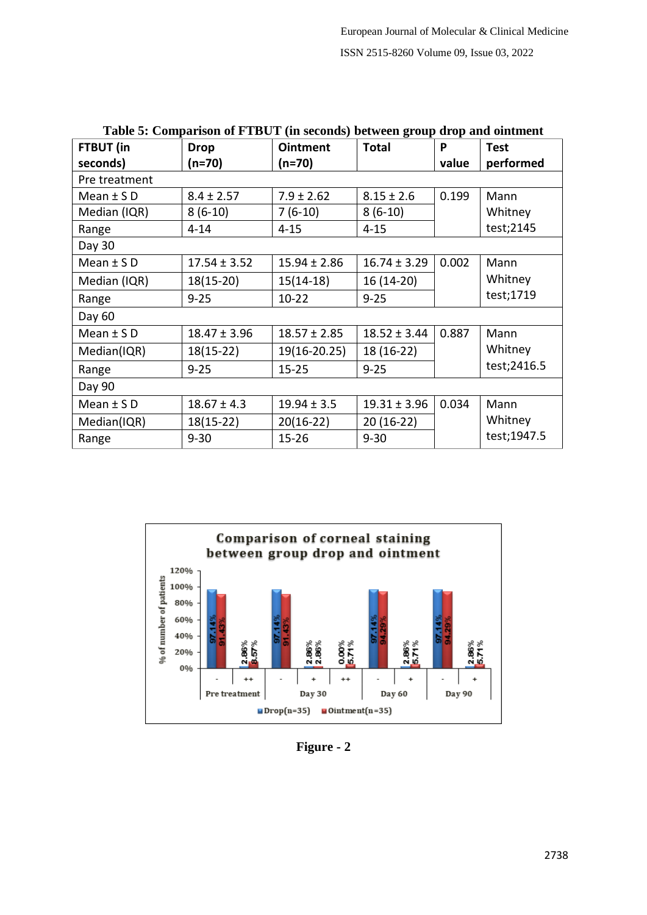**Table 5: Comparison of FTBUT (in seconds) between group drop and ointment**

| FTBUT (in seconds) | Drop (n=70) | Ointment (n=70) | Total | P value | Test performed |
|---|---|---|---|---|---|
| Pre treatment | | | | | |
| Mean ± S D | 8.4 ± 2.57 | 7.9 ± 2.62 | 8.15 ± 2.6 | 0.199 | Mann Whitney test;2145 |
| Median (IQR) | 8 (6-10) | 7 (6-10) | 8 (6-10) | | |
| Range | 4-14 | 4-15 | 4-15 | | |
| Day 30 | | | | | |
| Mean ± S D | 17.54 ± 3.52 | 15.94 ± 2.86 | 16.74 ± 3.29 | 0.002 | Mann Whitney test;1719 |
| Median (IQR) | 18(15-20) | 15(14-18) | 16 (14-20) | | |
| Range | 9-25 | 10-22 | 9-25 | | |
| Day 60 | | | | | |
| Mean ± S D | 18.47 ± 3.96 | 18.57 ± 2.85 | 18.52 ± 3.44 | 0.887 | Mann Whitney test;2416.5 |
| Median(IQR) | 18(15-22) | 19(16-20.25) | 18 (16-22) | | |
| Range | 9-25 | 15-25 | 9-25 | | |
| Day 90 | | | | | |
| Mean ± S D | 18.67 ± 4.3 | 19.94 ± 3.5 | 19.31 ± 3.96 | 0.034 | Mann Whitney test;1947.5 |
| Median(IQR) | 18(15-22) | 20(16-22) | 20 (16-22) | | |
| Range | 9-30 | 15-26 | 9-30 | | |

**Figure - 2**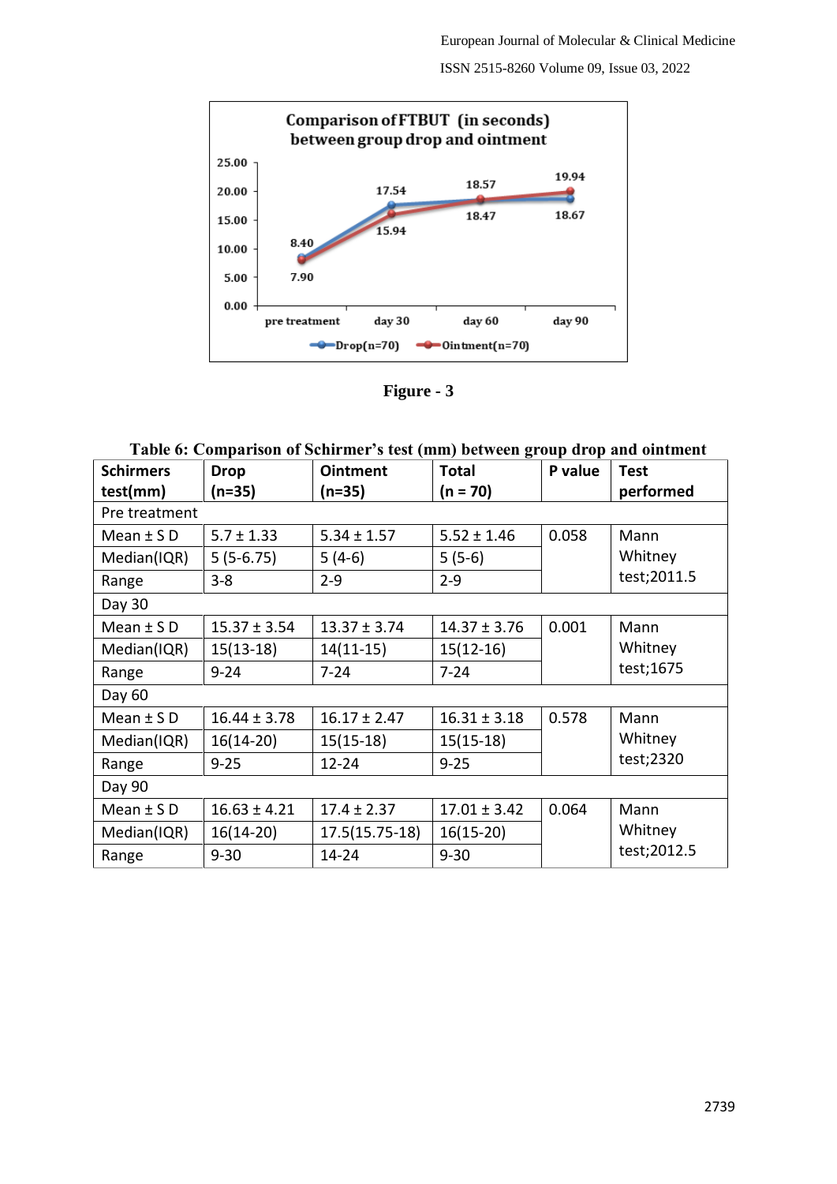**Comparison of FTBUT (in seconds) between group drop and ointment**

| | pre treatment | day 30 | day 60 | day 90 |
|---|---|---|---|---|
| Drop(n=70) | 8.40 | 17.54 | 18.47 | 18.67 |
| Ointment(n=70) | 7.90 | 15.94 | 18.57 | 19.94 |

**Figure - 3**

**Table 6: Comparison of Schirmer's test (mm) between group drop and ointment**

| Schirmers test(mm) | Drop (n=35) | Ointment (n=35) | Total (n = 70) | P value | Test performed |
|---|---|---|---|---|---|
| Pre treatment | | | | | |
| Mean ± S D | 5.7 ± 1.33 | 5.34 ± 1.57 | 5.52 ± 1.46 | 0.058 | Mann Whitney test;2011.5 |
| Median(IQR) | 5 (5-6.75) | 5 (4-6) | 5 (5-6) | | |
| Range | 3-8 | 2-9 | 2-9 | | |
| Day 30 | | | | | |
| Mean ± S D | 15.37 ± 3.54 | 13.37 ± 3.74 | 14.37 ± 3.76 | 0.001 | Mann Whitney test;1675 |
| Median(IQR) | 15(13-18) | 14(11-15) | 15(12-16) | | |
| Range | 9-24 | 7-24 | 7-24 | | |
| Day 60 | | | | | |
| Mean ± S D | 16.44 ± 3.78 | 16.17 ± 2.47 | 16.31 ± 3.18 | 0.578 | Mann Whitney test;2320 |
| Median(IQR) | 16(14-20) | 15(15-18) | 15(15-18) | | |
| Range | 9-25 | 12-24 | 9-25 | | |
| Day 90 | | | | | |
| Mean ± S D | 16.63 ± 4.21 | 17.4 ± 2.37 | 17.01 ± 3.42 | 0.064 | Mann Whitney test;2012.5 |
| Median(IQR) | 16(14-20) | 17.5(15.75-18) | 16(15-20) | | |
| Range | 9-30 | 14-24 | 9-30 | | |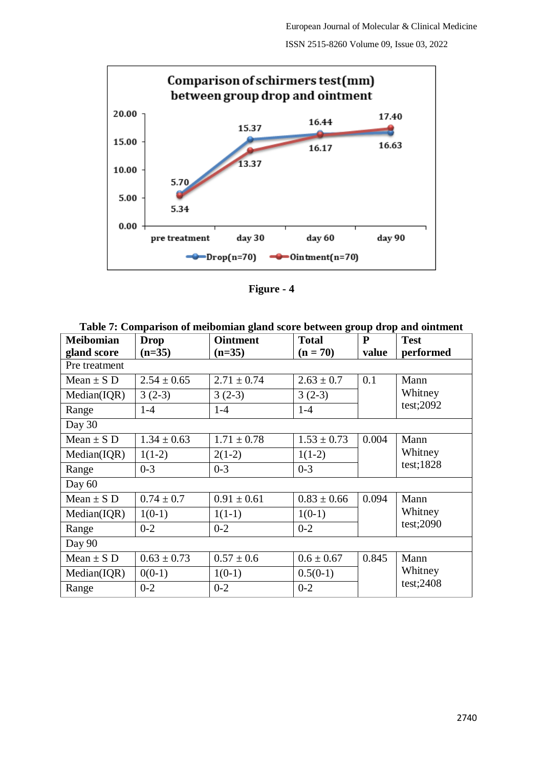**Figure - 4**

**Table 7: Comparison of meibomian gland score between group drop and ointment**

| Meibomian gland score | Drop (n=35) | Ointment (n=35) | Total (n = 70) | P value | Test performed |
|---|---|---|---|---|---|
| Pre treatment | | | | | |
| Mean ± S D | 2.54 ± 0.65 | 2.71 ± 0.74 | 2.63 ± 0.7 | 0.1 | Mann Whitney test;2092 |
| Median(IQR) | 3 (2-3) | 3 (2-3) | 3 (2-3) | | |
| Range | 1-4 | 1-4 | 1-4 | | |
| Day 30 | | | | | |
| Mean ± S D | 1.34 ± 0.63 | 1.71 ± 0.78 | 1.53 ± 0.73 | 0.004 | Mann Whitney test;1828 |
| Median(IQR) | 1(1-2) | 2(1-2) | 1(1-2) | | |
| Range | 0-3 | 0-3 | 0-3 | | |
| Day 60 | | | | | |
| Mean ± S D | 0.74 ± 0.7 | 0.91 ± 0.61 | 0.83 ± 0.66 | 0.094 | Mann Whitney test;2090 |
| Median(IQR) | 1(0-1) | 1(1-1) | 1(0-1) | | |
| Range | 0-2 | 0-2 | 0-2 | | |
| Day 90 | | | | | |
| Mean ± S D | 0.63 ± 0.73 | 0.57 ± 0.6 | 0.6 ± 0.67 | 0.845 | Mann Whitney test;2408 |
| Median(IQR) | 0(0-1) | 1(0-1) | 0.5(0-1) | | |
| Range | 0-2 | 0-2 | 0-2 | | |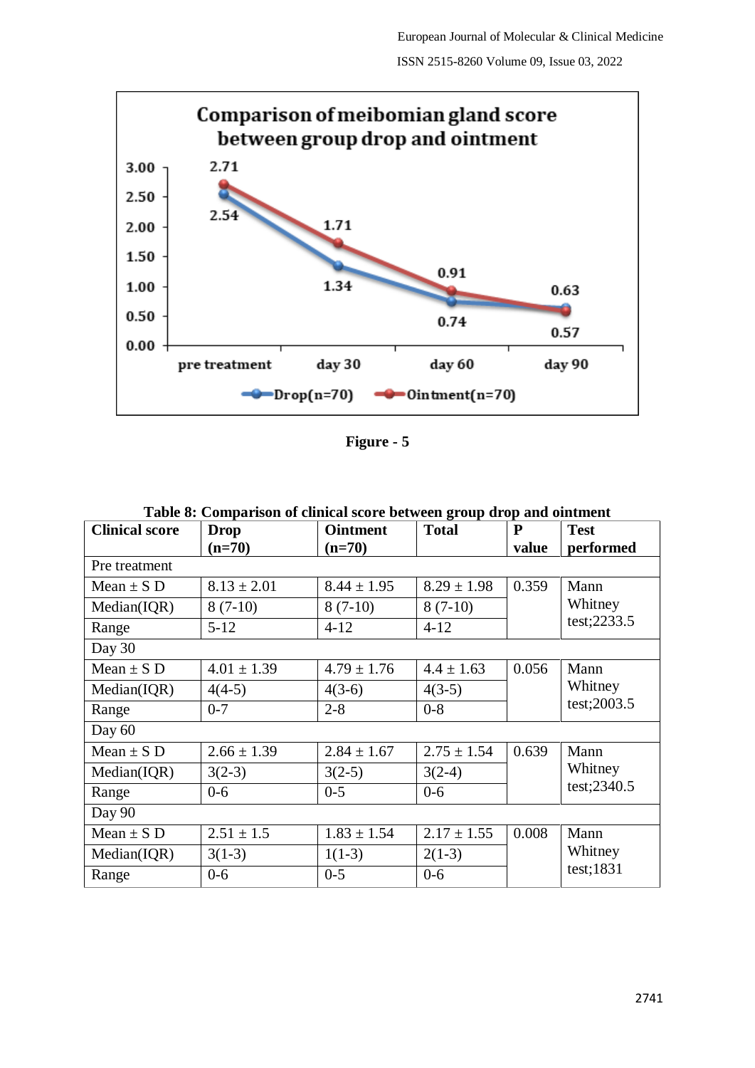Comparison of meibomian gland score between group drop and ointment

| | pre treatment | day 30 | day 60 | day 90 |
|---|---|---|---|---|
| Drop(n=70) | 2.54 | 1.34 | 0.74 | 0.63 |
| Ointment(n=70) | 2.71 | 1.71 | 0.91 | 0.57 |

**Figure - 5**

**Table 8: Comparison of clinical score between group drop and ointment**

| Clinical score | Drop (n=70) | Ointment (n=70) | Total | P value | Test performed |
|---|---|---|---|---|---|
| Pre treatment | | | | | |
| Mean ± S D | 8.13 ± 2.01 | 8.44 ± 1.95 | 8.29 ± 1.98 | 0.359 | Mann Whitney test;2233.5 |
| Median(IQR) | 8 (7-10) | 8 (7-10) | 8 (7-10) | | |
| Range | 5-12 | 4-12 | 4-12 | | |
| Day 30 | | | | | |
| Mean ± S D | 4.01 ± 1.39 | 4.79 ± 1.76 | 4.4 ± 1.63 | 0.056 | Mann Whitney test;2003.5 |
| Median(IQR) | 4(4-5) | 4(3-6) | 4(3-5) | | |
| Range | 0-7 | 2-8 | 0-8 | | |
| Day 60 | | | | | |
| Mean ± S D | 2.66 ± 1.39 | 2.84 ± 1.67 | 2.75 ± 1.54 | 0.639 | Mann Whitney test;2340.5 |
| Median(IQR) | 3(2-3) | 3(2-5) | 3(2-4) | | |
| Range | 0-6 | 0-5 | 0-6 | | |
| Day 90 | | | | | |
| Mean ± S D | 2.51 ± 1.5 | 1.83 ± 1.54 | 2.17 ± 1.55 | 0.008 | Mann Whitney test;1831 |
| Median(IQR) | 3(1-3) | 1(1-3) | 2(1-3) | | |
| Range | 0-6 | 0-5 | 0-6 | | |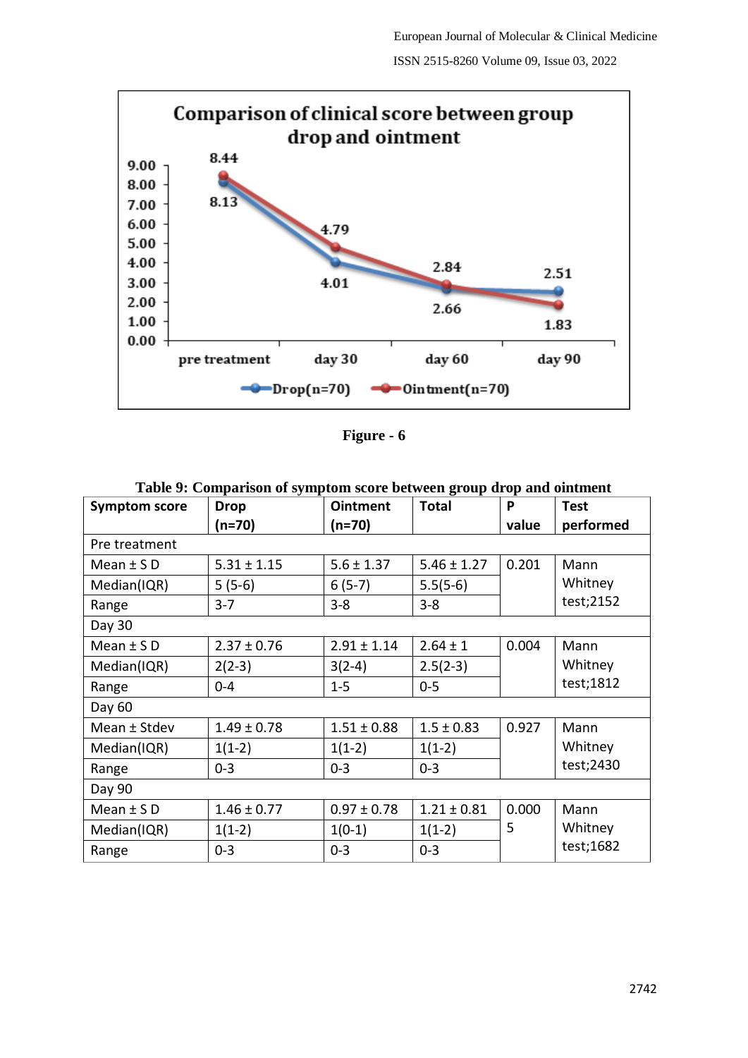**Figure - 6**

**Table 9: Comparison of symptom score between group drop and ointment**

| Symptom score | Drop (n=70) | Ointment (n=70) | Total | P value | Test performed |
|---|---|---|---|---|---|
| Pre treatment | | | | | |
| Mean ± S D | 5.31 ± 1.15 | 5.6 ± 1.37 | 5.46 ± 1.27 | 0.201 | Mann Whitney test;2152 |
| Median(IQR) | 5 (5-6) | 6 (5-7) | 5.5(5-6) | | |
| Range | 3-7 | 3-8 | 3-8 | | |
| Day 30 | | | | | |
| Mean ± S D | 2.37 ± 0.76 | 2.91 ± 1.14 | 2.64 ± 1 | 0.004 | Mann Whitney test;1812 |
| Median(IQR) | 2(2-3) | 3(2-4) | 2.5(2-3) | | |
| Range | 0-4 | 1-5 | 0-5 | | |
| Day 60 | | | | | |
| Mean ± Stdev | 1.49 ± 0.78 | 1.51 ± 0.88 | 1.5 ± 0.83 | 0.927 | Mann Whitney test;2430 |
| Median(IQR) | 1(1-2) | 1(1-2) | 1(1-2) | | |
| Range | 0-3 | 0-3 | 0-3 | | |
| Day 90 | | | | | |
| Mean ± S D | 1.46 ± 0.77 | 0.97 ± 0.78 | 1.21 ± 0.81 | 0.0005 | Mann Whitney test;1682 |
| Median(IQR) | 1(1-2) | 1(0-1) | 1(1-2) | | |
| Range | 0-3 | 0-3 | 0-3 | | |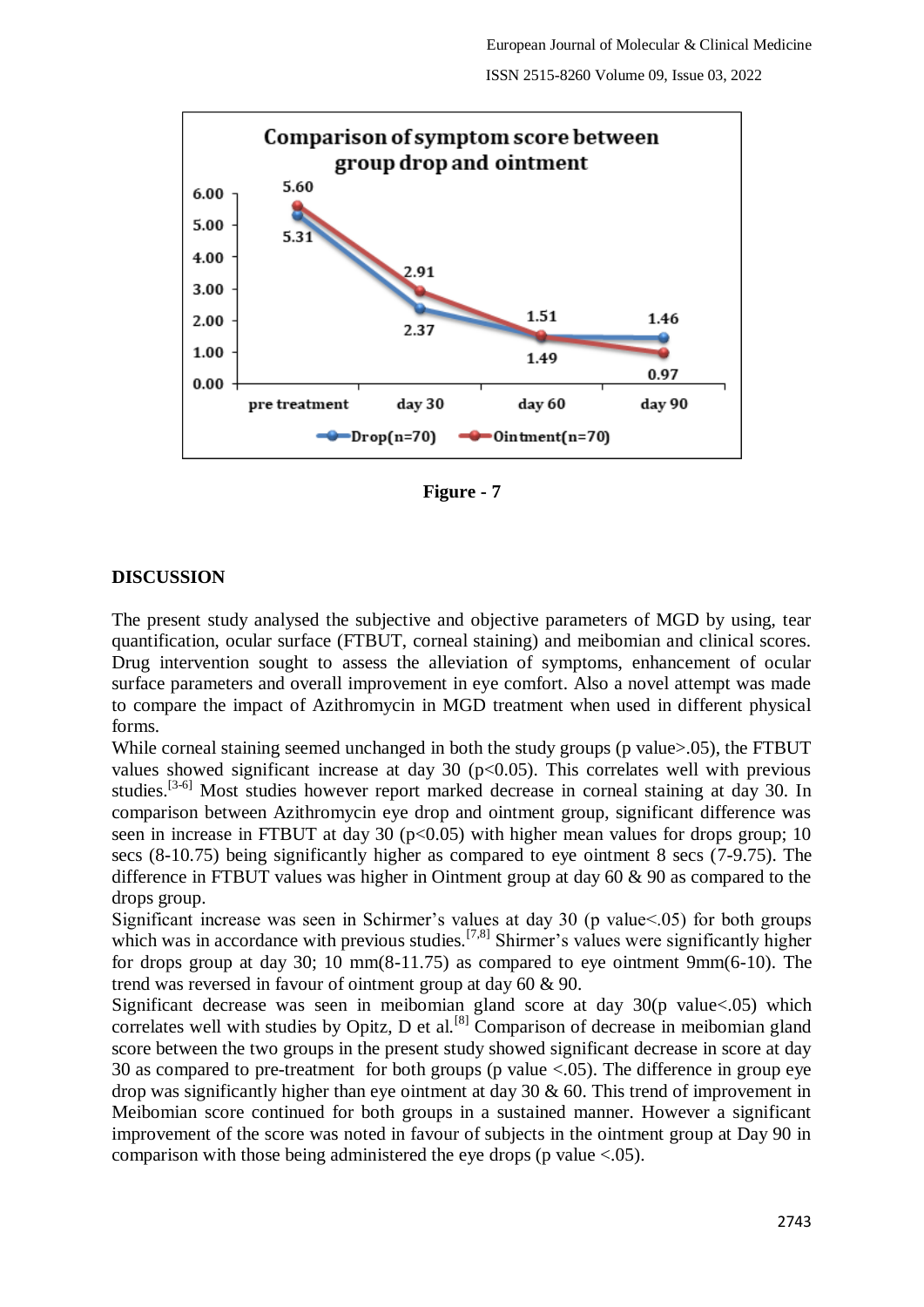Figure - 7

## DISCUSSION

The present study analysed the subjective and objective parameters of MGD by using, tear quantification, ocular surface (FTBUT, corneal staining) and meibomian and clinical scores. Drug intervention sought to assess the alleviation of symptoms, enhancement of ocular surface parameters and overall improvement in eye comfort. Also a novel attempt was made to compare the impact of Azithromycin in MGD treatment when used in different physical forms.

While corneal staining seemed unchanged in both the study groups (p value>.05), the FTBUT values showed significant increase at day 30 ($p<0.05$). This correlates well with previous studies.[3-6] Most studies however report marked decrease in corneal staining at day 30. In comparison between Azithromycin eye drop and ointment group, significant difference was seen in increase in FTBUT at day 30 ($p<0.05$) with higher mean values for drops group; 10 secs (8-10.75) being significantly higher as compared to eye ointment 8 secs (7-9.75). The difference in FTBUT values was higher in Ointment group at day 60 & 90 as compared to the drops group.

Significant increase was seen in Schirmer's values at day 30 (p value<.05) for both groups which was in accordance with previous studies.[7,8] Shirmer's values were significantly higher for drops group at day 30; 10 mm(8-11.75) as compared to eye ointment 9mm(6-10). The trend was reversed in favour of ointment group at day 60 & 90.

Significant decrease was seen in meibomian gland score at day 30(p value<.05) which correlates well with studies by Opitz, D et al.[8] Comparison of decrease in meibomian gland score between the two groups in the present study showed significant decrease in score at day 30 as compared to pre-treatment for both groups (p value <.05). The difference in group eye drop was significantly higher than eye ointment at day 30 & 60. This trend of improvement in Meibomian score continued for both groups in a sustained manner. However a significant improvement of the score was noted in favour of subjects in the ointment group at Day 90 in comparison with those being administered the eye drops (p value <.05).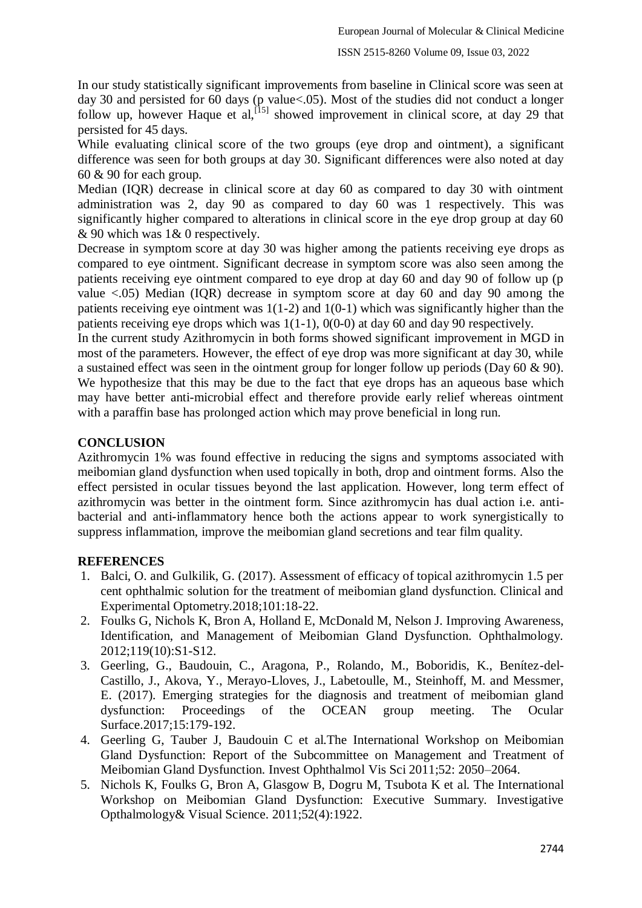In our study statistically significant improvements from baseline in Clinical score was seen at day 30 and persisted for 60 days (p value<.05). Most of the studies did not conduct a longer follow up, however Haque et al,[15] showed improvement in clinical score, at day 29 that persisted for 45 days.

While evaluating clinical score of the two groups (eye drop and ointment), a significant difference was seen for both groups at day 30. Significant differences were also noted at day 60 & 90 for each group.

Median (IQR) decrease in clinical score at day 60 as compared to day 30 with ointment administration was 2, day 90 as compared to day 60 was 1 respectively. This was significantly higher compared to alterations in clinical score in the eye drop group at day 60 & 90 which was 1& 0 respectively.

Decrease in symptom score at day 30 was higher among the patients receiving eye drops as compared to eye ointment. Significant decrease in symptom score was also seen among the patients receiving eye ointment compared to eye drop at day 60 and day 90 of follow up (p value <.05) Median (IQR) decrease in symptom score at day 60 and day 90 among the patients receiving eye ointment was 1(1-2) and 1(0-1) which was significantly higher than the patients receiving eye drops which was 1(1-1), 0(0-0) at day 60 and day 90 respectively.

In the current study Azithromycin in both forms showed significant improvement in MGD in most of the parameters. However, the effect of eye drop was more significant at day 30, while a sustained effect was seen in the ointment group for longer follow up periods (Day 60 & 90). We hypothesize that this may be due to the fact that eye drops has an aqueous base which may have better anti-microbial effect and therefore provide early relief whereas ointment with a paraffin base has prolonged action which may prove beneficial in long run.

## CONCLUSION

Azithromycin 1% was found effective in reducing the signs and symptoms associated with meibomian gland dysfunction when used topically in both, drop and ointment forms. Also the effect persisted in ocular tissues beyond the last application. However, long term effect of azithromycin was better in the ointment form. Since azithromycin has dual action i.e. anti-bacterial and anti-inflammatory hence both the actions appear to work synergistically to suppress inflammation, improve the meibomian gland secretions and tear film quality.

## REFERENCES

1. Balci, O. and Gulkilik, G. (2017). Assessment of efficacy of topical azithromycin 1.5 per cent ophthalmic solution for the treatment of meibomian gland dysfunction. Clinical and Experimental Optometry.2018;101:18-22.
2. Foulks G, Nichols K, Bron A, Holland E, McDonald M, Nelson J. Improving Awareness, Identification, and Management of Meibomian Gland Dysfunction. Ophthalmology. 2012;119(10):S1-S12.
3. Geerling, G., Baudouin, C., Aragona, P., Rolando, M., Boboridis, K., Benítez-del-Castillo, J., Akova, Y., Merayo-Lloves, J., Labetoulle, M., Steinhoff, M. and Messmer, E. (2017). Emerging strategies for the diagnosis and treatment of meibomian gland dysfunction: Proceedings of the OCEAN group meeting. The Ocular Surface.2017;15:179-192.
4. Geerling G, Tauber J, Baudouin C et al.The International Workshop on Meibomian Gland Dysfunction: Report of the Subcommittee on Management and Treatment of Meibomian Gland Dysfunction. Invest Ophthalmol Vis Sci 2011;52: 2050–2064.
5. Nichols K, Foulks G, Bron A, Glasgow B, Dogru M, Tsubota K et al. The International Workshop on Meibomian Gland Dysfunction: Executive Summary. Investigative Opthalmology& Visual Science. 2011;52(4):1922.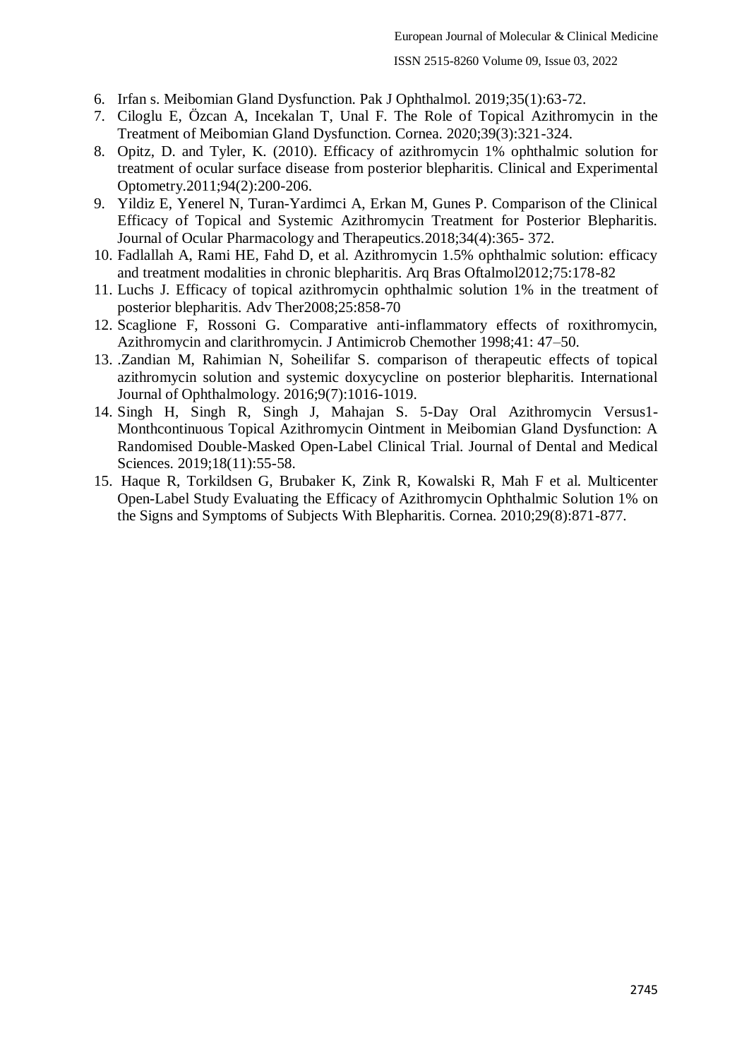6. Irfan s. Meibomian Gland Dysfunction. Pak J Ophthalmol. 2019;35(1):63-72.
7. Ciloglu E, Özcan A, Incekalan T, Unal F. The Role of Topical Azithromycin in the Treatment of Meibomian Gland Dysfunction. Cornea. 2020;39(3):321-324.
8. Opitz, D. and Tyler, K. (2010). Efficacy of azithromycin 1% ophthalmic solution for treatment of ocular surface disease from posterior blepharitis. Clinical and Experimental Optometry.2011;94(2):200-206.
9. Yildiz E, Yenerel N, Turan-Yardimci A, Erkan M, Gunes P. Comparison of the Clinical Efficacy of Topical and Systemic Azithromycin Treatment for Posterior Blepharitis. Journal of Ocular Pharmacology and Therapeutics.2018;34(4):365- 372.
10. Fadlallah A, Rami HE, Fahd D, et al. Azithromycin 1.5% ophthalmic solution: efficacy and treatment modalities in chronic blepharitis. Arq Bras Oftalmol2012;75:178-82
11. Luchs J. Efficacy of topical azithromycin ophthalmic solution 1% in the treatment of posterior blepharitis. Adv Ther2008;25:858-70
12. Scaglione F, Rossoni G. Comparative anti-inflammatory effects of roxithromycin, Azithromycin and clarithromycin. J Antimicrob Chemother 1998;41: 47–50.
13. .Zandian M, Rahimian N, Soheilifar S. comparison of therapeutic effects of topical azithromycin solution and systemic doxycycline on posterior blepharitis. International Journal of Ophthalmology. 2016;9(7):1016-1019.
14. Singh H, Singh R, Singh J, Mahajan S. 5-Day Oral Azithromycin Versus1-Monthcontinuous Topical Azithromycin Ointment in Meibomian Gland Dysfunction: A Randomised Double-Masked Open-Label Clinical Trial. Journal of Dental and Medical Sciences. 2019;18(11):55-58.
15. Haque R, Torkildsen G, Brubaker K, Zink R, Kowalski R, Mah F et al. Multicenter Open-Label Study Evaluating the Efficacy of Azithromycin Ophthalmic Solution 1% on the Signs and Symptoms of Subjects With Blepharitis. Cornea. 2010;29(8):871-877.